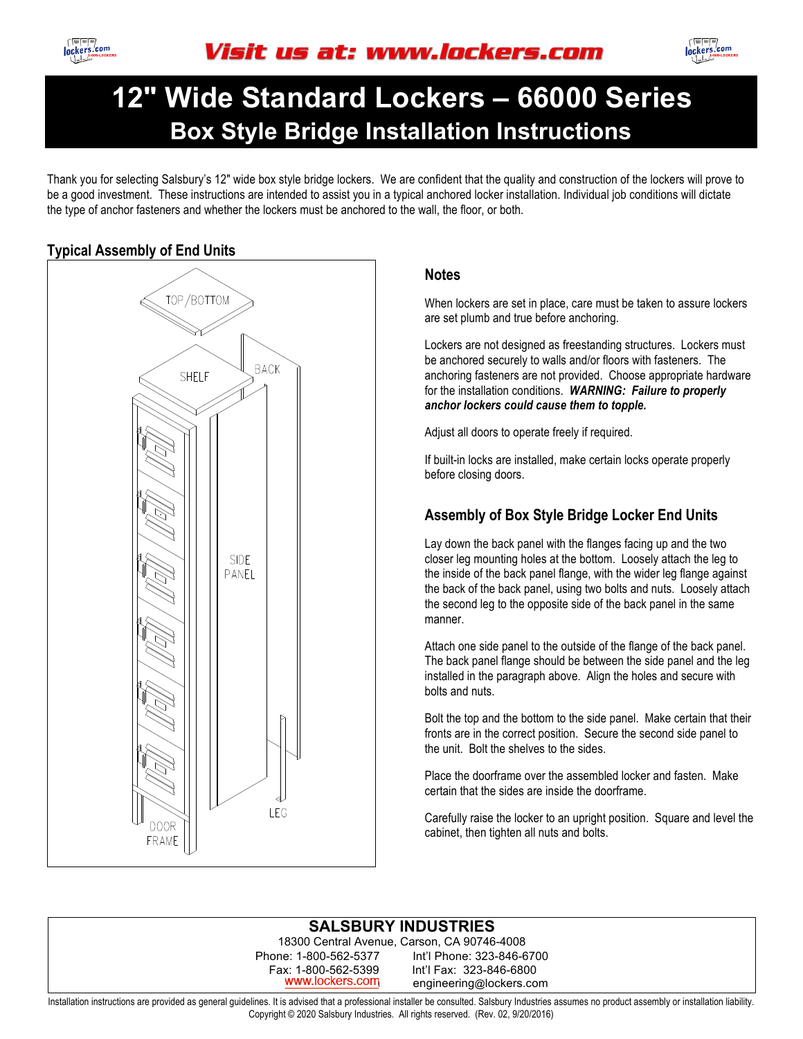# 12" Wide Standard Lockers – 66000 Series

## Box Style Bridge Installation Instructions

Thank you for selecting Salsbury's 12" wide box style bridge lockers. We are confident that the quality and construction of the lockers will prove to be a good investment. These instructions are intended to assist you in a typical anchored locker installation. Individual job conditions will dictate the type of anchor fasteners and whether the lockers must be anchored to the wall, the floor, or both.

### Typical Assembly of End Units

### Notes

When lockers are set in place, care must be taken to assure lockers are set plumb and true before anchoring.

Lockers are not designed as freestanding structures. Lockers must be anchored securely to walls and/or floors with fasteners. The anchoring fasteners are not provided. Choose appropriate hardware for the installation conditions. ***WARNING: Failure to properly anchor lockers could cause them to topple.***

Adjust all doors to operate freely if required.

If built-in locks are installed, make certain locks operate properly before closing doors.

### Assembly of Box Style Bridge Locker End Units

Lay down the back panel with the flanges facing up and the two closer leg mounting holes at the bottom. Loosely attach the leg to the inside of the back panel flange, with the wider leg flange against the back of the back panel, using two bolts and nuts. Loosely attach the second leg to the opposite side of the back panel in the same manner.

Attach one side panel to the outside of the flange of the back panel. The back panel flange should be between the side panel and the leg installed in the paragraph above. Align the holes and secure with bolts and nuts.

Bolt the top and the bottom to the side panel. Make certain that their fronts are in the correct position. Secure the second side panel to the unit. Bolt the shelves to the sides.

Place the doorframe over the assembled locker and fasten. Make certain that the sides are inside the doorframe.

Carefully raise the locker to an upright position. Square and level the cabinet, then tighten all nuts and bolts.

**SALSBURY INDUSTRIES**
18300 Central Avenue, Carson, CA 90746-4008
Phone: 1-800-562-5377 Int'l Phone: 323-846-6700
Fax: 1-800-562-5399 Int'l Fax: 323-846-6800
www.lockers.com engineering@lockers.com

Installation instructions are provided as general guidelines. It is advised that a professional installer be consulted. Salsbury Industries assumes no product assembly or installation liability.
Copyright © 2020 Salsbury Industries. All rights reserved. (Rev. 02, 9/20/2016)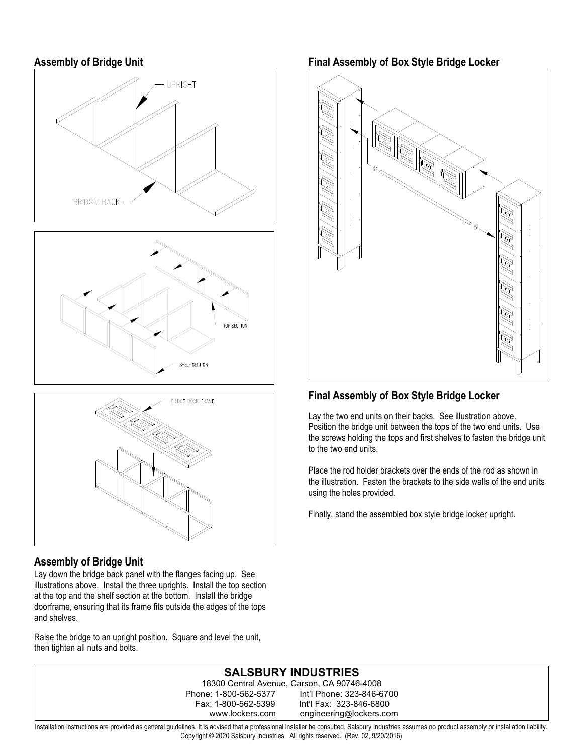## Assembly of Bridge Unit

UPRIGHT

BRIDGE BACK

TOP SECTION

SHELF SECTION

BRIDGE DOOR FRAME

## Assembly of Bridge Unit

Lay down the bridge back panel with the flanges facing up. See illustrations above. Install the three uprights. Install the top section at the top and the shelf section at the bottom. Install the bridge doorframe, ensuring that its frame fits outside the edges of the tops and shelves.

Raise the bridge to an upright position. Square and level the unit, then tighten all nuts and bolts.

## Final Assembly of Box Style Bridge Locker

## Final Assembly of Box Style Bridge Locker

Lay the two end units on their backs. See illustration above. Position the bridge unit between the tops of the two end units. Use the screws holding the tops and first shelves to fasten the bridge unit to the two end units.

Place the rod holder brackets over the ends of the rod as shown in the illustration. Fasten the brackets to the side walls of the end units using the holes provided.

Finally, stand the assembled box style bridge locker upright.

**SALSBURY INDUSTRIES**

18300 Central Avenue, Carson, CA 90746-4008

| | |
|---|---|
| Phone: 1-800-562-5377 | Int'l Phone: 323-846-6700 |
| Fax: 1-800-562-5399 | Int'l Fax: 323-846-6800 |
| www.lockers.com | engineering@lockers.com |

Installation instructions are provided as general guidelines. It is advised that a professional installer be consulted. Salsbury Industries assumes no product assembly or installation liability.
Copyright © 2020 Salsbury Industries. All rights reserved. (Rev. 02, 9/20/2016)